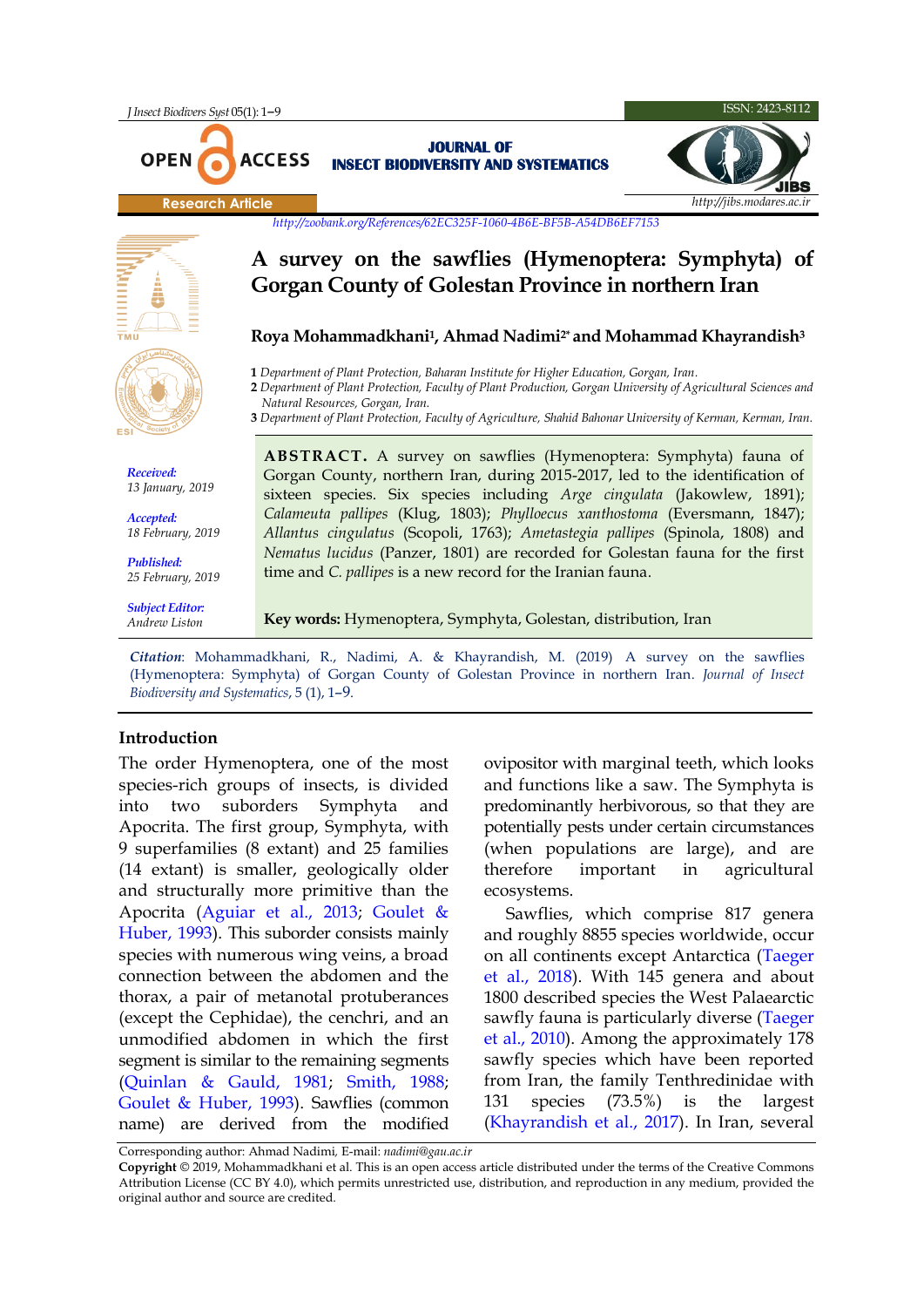Research Article

http://zoobank.org/References/62EC325F-1060-4B6E-BF5B-A54DB6EF7153

# A survey on the sawflies (Hymenoptera: Symphyta) of Gorgan County of Golestan Province in northern Iran

**Roya Mohammadkhani[1], Ahmad Nadimi[2*] and Mohammad Khayrandish[3]**

1 *Department of Plant Protection, Baharan Institute for Higher Education, Gorgan, Iran.*
2 *Department of Plant Protection, Faculty of Plant Production, Gorgan University of Agricultural Sciences and Natural Resources, Gorgan, Iran.*
3 *Department of Plant Protection, Faculty of Agriculture, Shahid Bahonar University of Kerman, Kerman, Iran.*

*Received:* 13 January, 2019
*Accepted:* 18 February, 2019
*Published:* 25 February, 2019
*Subject Editor:* Andrew Liston

**ABSTRACT.** A survey on sawflies (Hymenoptera: Symphyta) fauna of Gorgan County, northern Iran, during 2015-2017, led to the identification of sixteen species. Six species including *Arge cingulata* (Jakowlew, 1891); *Calameuta pallipes* (Klug, 1803); *Phylloecus xanthostoma* (Eversmann, 1847); *Allantus cingulatus* (Scopoli, 1763); *Ametastegia pallipes* (Spinola, 1808) and *Nematus lucidus* (Panzer, 1801) are recorded for Golestan fauna for the first time and *C. pallipes* is a new record for the Iranian fauna.

**Key words:** Hymenoptera, Symphyta, Golestan, distribution, Iran

***Citation***: Mohammadkhani, R., Nadimi, A. & Khayrandish, M. (2019) A survey on the sawflies (Hymenoptera: Symphyta) of Gorgan County of Golestan Province in northern Iran. *Journal of Insect Biodiversity and Systematics*, 5 (1), 1–9.

## Introduction

The order Hymenoptera, one of the most species-rich groups of insects, is divided into two suborders Symphyta and Apocrita. The first group, Symphyta, with 9 superfamilies (8 extant) and 25 families (14 extant) is smaller, geologically older and structurally more primitive than the Apocrita (Aguiar et al., 2013; Goulet & Huber, 1993). This suborder consists mainly species with numerous wing veins, a broad connection between the abdomen and the thorax, a pair of metanotal protuberances (except the Cephidae), the cenchri, and an unmodified abdomen in which the first segment is similar to the remaining segments (Quinlan & Gauld, 1981; Smith, 1988; Goulet & Huber, 1993). Sawflies (common name) are derived from the modified ovipositor with marginal teeth, which looks and functions like a saw. The Symphyta is predominantly herbivorous, so that they are potentially pests under certain circumstances (when populations are large), and are therefore important in agricultural ecosystems.

Sawflies, which comprise 817 genera and roughly 8855 species worldwide, occur on all continents except Antarctica (Taeger et al., 2018). With 145 genera and about 1800 described species the West Palaearctic sawfly fauna is particularly diverse (Taeger et al., 2010). Among the approximately 178 sawfly species which have been reported from Iran, the family Tenthredinidae with 131 species (73.5%) is the largest (Khayrandish et al., 2017). In Iran, several

Corresponding author: Ahmad Nadimi, E-mail: *nadimi@gau.ac.ir*

**Copyright** © 2019, Mohammadkhani et al. This is an open access article distributed under the terms of the Creative Commons Attribution License (CC BY 4.0), which permits unrestricted use, distribution, and reproduction in any medium, provided the original author and source are credited.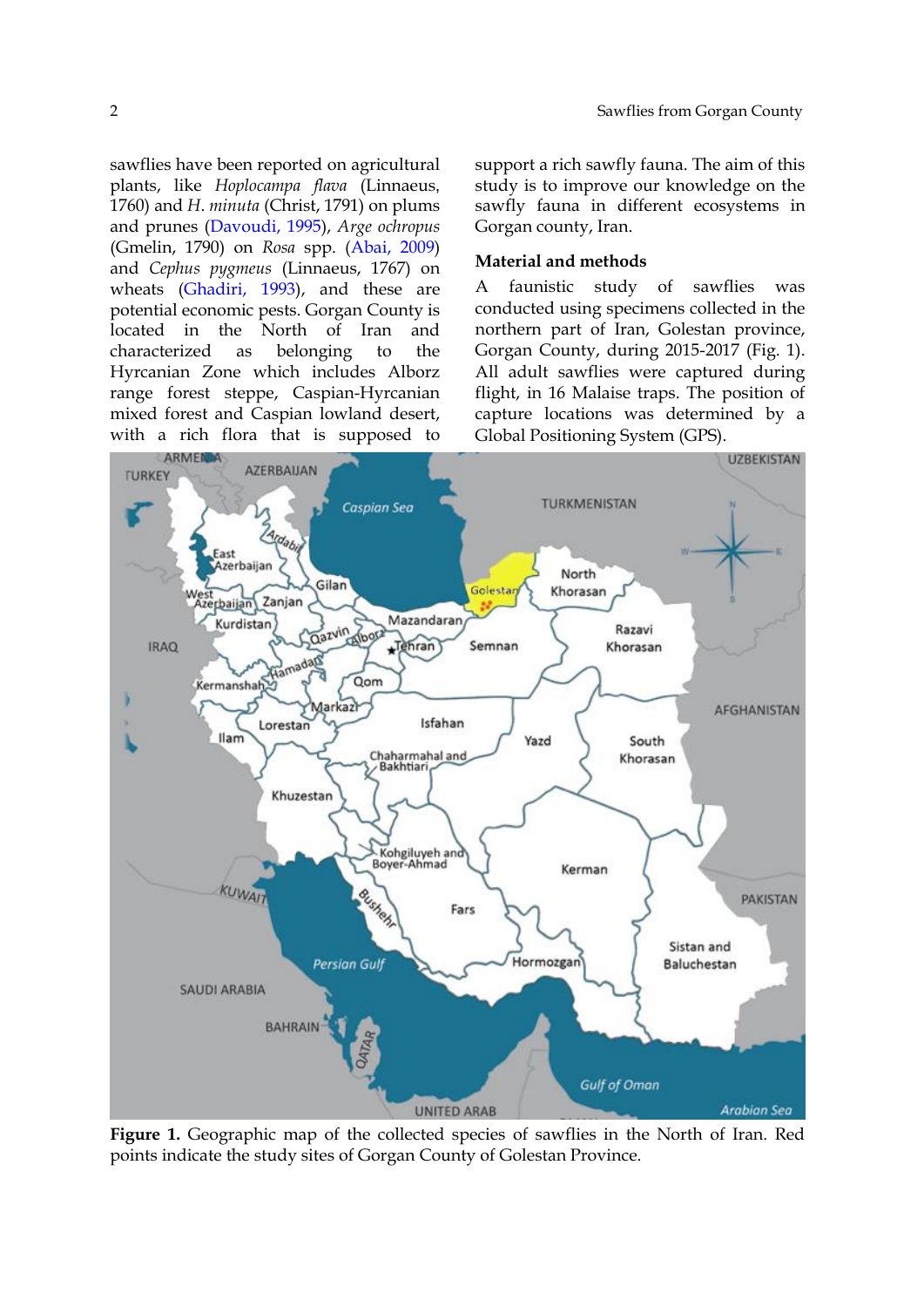sawflies have been reported on agricultural plants, like *Hoplocampa flava* (Linnaeus, 1760) and *H. minuta* (Christ, 1791) on plums and prunes (Davoudi, 1995), *Arge ochropus* (Gmelin, 1790) on *Rosa* spp. (Abai, 2009) and *Cephus pygmeus* (Linnaeus, 1767) on wheats (Ghadiri, 1993), and these are potential economic pests. Gorgan County is located in the North of Iran and characterized as belonging to the Hyrcanian Zone which includes Alborz range forest steppe, Caspian-Hyrcanian mixed forest and Caspian lowland desert, with a rich flora that is supposed to support a rich sawfly fauna. The aim of this study is to improve our knowledge on the sawfly fauna in different ecosystems in Gorgan county, Iran.

## Material and methods

A faunistic study of sawflies was conducted using specimens collected in the northern part of Iran, Golestan province, Gorgan County, during 2015-2017 (Fig. 1). All adult sawflies were captured during flight, in 16 Malaise traps. The position of capture locations was determined by a Global Positioning System (GPS).

**Figure 1.** Geographic map of the collected species of sawflies in the North of Iran. Red points indicate the study sites of Gorgan County of Golestan Province.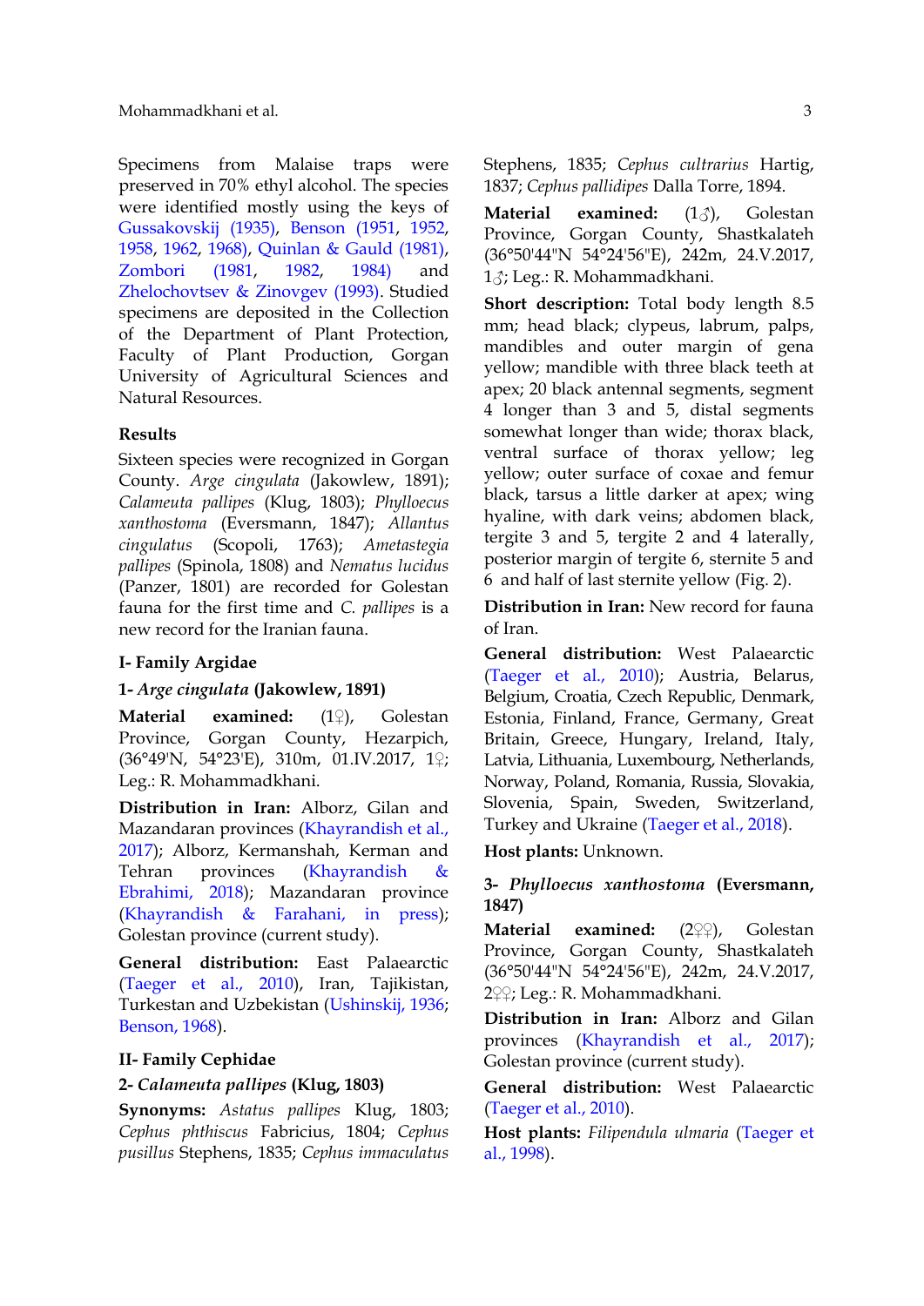Specimens from Malaise traps were preserved in 70% ethyl alcohol. The species were identified mostly using the keys of Gussakovskij (1935), Benson (1951, 1952, 1958, 1962, 1968), Quinlan & Gauld (1981), Zombori (1981, 1982, 1984) and Zhelochovtsev & Zinovgev (1993). Studied specimens are deposited in the Collection of the Department of Plant Protection, Faculty of Plant Production, Gorgan University of Agricultural Sciences and Natural Resources.

## Results

Sixteen species were recognized in Gorgan County. *Arge cingulata* (Jakowlew, 1891); *Calameuta pallipes* (Klug, 1803); *Phylloecus xanthostoma* (Eversmann, 1847); *Allantus cingulatus* (Scopoli, 1763); *Ametastegia pallipes* (Spinola, 1808) and *Nematus lucidus* (Panzer, 1801) are recorded for Golestan fauna for the first time and *C. pallipes* is a new record for the Iranian fauna.

### I- Family Argidae

#### 1- *Arge cingulata* (Jakowlew, 1891)

**Material examined:** (1♀), Golestan Province, Gorgan County, Hezarpich, (36°49'N, 54°23'E), 310m, 01.IV.2017, 1♀; Leg.: R. Mohammadkhani.

**Distribution in Iran:** Alborz, Gilan and Mazandaran provinces (Khayrandish et al., 2017); Alborz, Kermanshah, Kerman and Tehran provinces (Khayrandish & Ebrahimi, 2018); Mazandaran province (Khayrandish & Farahani, in press); Golestan province (current study).

**General distribution:** East Palaearctic (Taeger et al., 2010), Iran, Tajikistan, Turkestan and Uzbekistan (Ushinskij, 1936; Benson, 1968).

### II- Family Cephidae

#### 2- *Calameuta pallipes* (Klug, 1803)

**Synonyms:** *Astatus pallipes* Klug, 1803; *Cephus phthiscus* Fabricius, 1804; *Cephus pusillus* Stephens, 1835; *Cephus immaculatus* Stephens, 1835; *Cephus cultrarius* Hartig, 1837; *Cephus pallidipes* Dalla Torre, 1894.

**Material examined:** (1♂), Golestan Province, Gorgan County, Shastkalateh (36°50'44"N 54°24'56"E), 242m, 24.V.2017, 1♂; Leg.: R. Mohammadkhani.

**Short description:** Total body length 8.5 mm; head black; clypeus, labrum, palps, mandibles and outer margin of gena yellow; mandible with three black teeth at apex; 20 black antennal segments, segment 4 longer than 3 and 5, distal segments somewhat longer than wide; thorax black, ventral surface of thorax yellow; leg yellow; outer surface of coxae and femur black, tarsus a little darker at apex; wing hyaline, with dark veins; abdomen black, tergite 3 and 5, tergite 2 and 4 laterally, posterior margin of tergite 6, sternite 5 and 6 and half of last sternite yellow (Fig. 2).

**Distribution in Iran:** New record for fauna of Iran.

**General distribution:** West Palaearctic (Taeger et al., 2010); Austria, Belarus, Belgium, Croatia, Czech Republic, Denmark, Estonia, Finland, France, Germany, Great Britain, Greece, Hungary, Ireland, Italy, Latvia, Lithuania, Luxembourg, Netherlands, Norway, Poland, Romania, Russia, Slovakia, Slovenia, Spain, Sweden, Switzerland, Turkey and Ukraine (Taeger et al., 2018).

**Host plants:** Unknown.

#### 3- *Phylloecus xanthostoma* (Eversmann, 1847)

**Material examined:** (2♀♀), Golestan Province, Gorgan County, Shastkalateh (36°50'44"N 54°24'56"E), 242m, 24.V.2017, 2♀♀; Leg.: R. Mohammadkhani.

**Distribution in Iran:** Alborz and Gilan provinces (Khayrandish et al., 2017); Golestan province (current study).

**General distribution:** West Palaearctic (Taeger et al., 2010).

**Host plants:** *Filipendula ulmaria* (Taeger et al., 1998).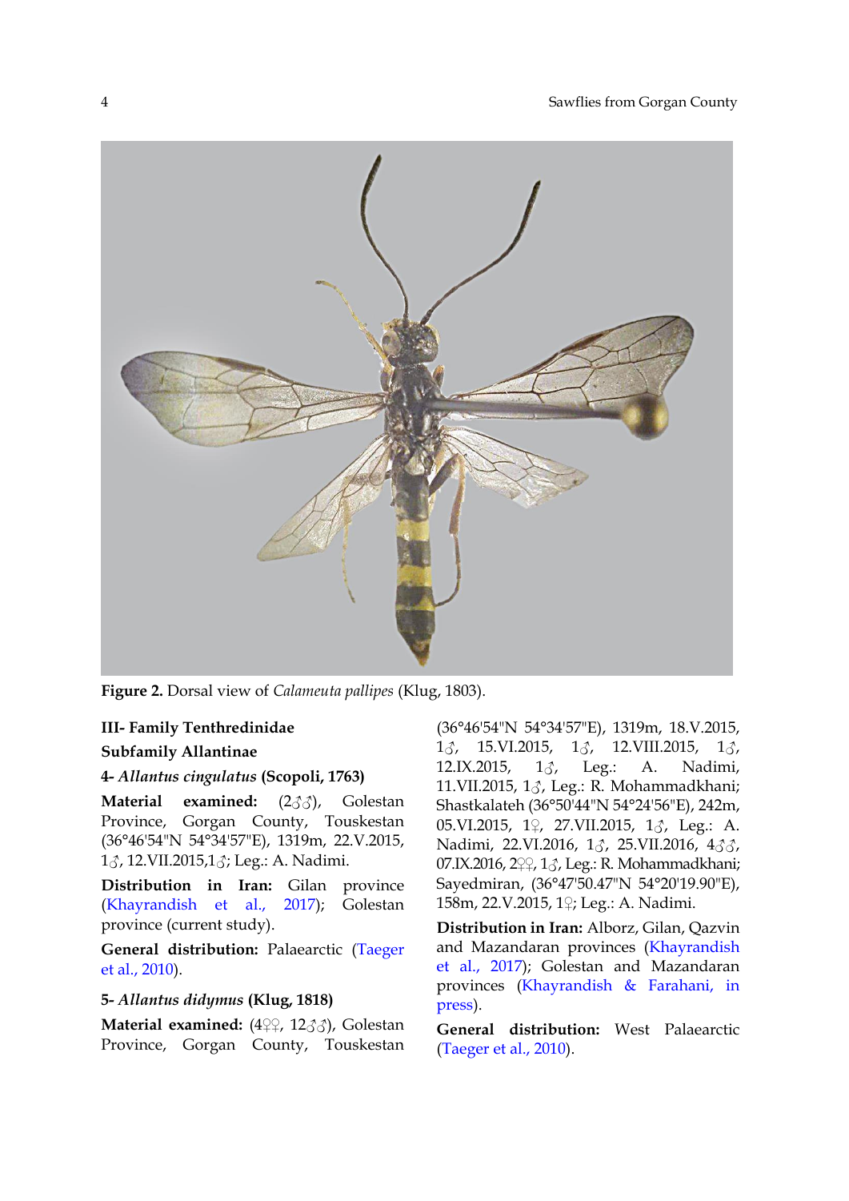Figure 2. Dorsal view of *Calameuta pallipes* (Klug, 1803).

## III- Family Tenthredinidae

### Subfamily Allantinae

#### 4- *Allantus cingulatus* (Scopoli, 1763)

**Material examined:** (2♂♂), Golestan Province, Gorgan County, Touskestan (36°46'54"N 54°34'57"E), 1319m, 22.V.2015, 1♂, 12.VII.2015,1♂; Leg.: A. Nadimi.

**Distribution in Iran:** Gilan province (Khayrandish et al., 2017); Golestan province (current study).

**General distribution:** Palaearctic (Taeger et al., 2010).

#### 5- *Allantus didymus* (Klug, 1818)

**Material examined:** (4♀♀, 12♂♂), Golestan Province, Gorgan County, Touskestan (36°46'54"N 54°34'57"E), 1319m, 18.V.2015, 1♂, 15.VI.2015, 1♂, 12.VIII.2015, 1♂, 12.IX.2015, 1♂, Leg.: A. Nadimi, 11.VII.2015, 1♂, Leg.: R. Mohammadkhani; Shastkalateh (36°50'44"N 54°24'56"E), 242m, 05.VI.2015, 1♀, 27.VII.2015, 1♂, Leg.: A. Nadimi, 22.VI.2016, 1♂, 25.VII.2016, 4♂♂, 07.IX.2016, 2♀♀, 1♂, Leg.: R. Mohammadkhani; Sayedmiran, (36°47'50.47"N 54°20'19.90"E), 158m, 22.V.2015, 1♀; Leg.: A. Nadimi.

**Distribution in Iran:** Alborz, Gilan, Qazvin and Mazandaran provinces (Khayrandish et al., 2017); Golestan and Mazandaran provinces (Khayrandish & Farahani, in press).

**General distribution:** West Palaearctic (Taeger et al., 2010).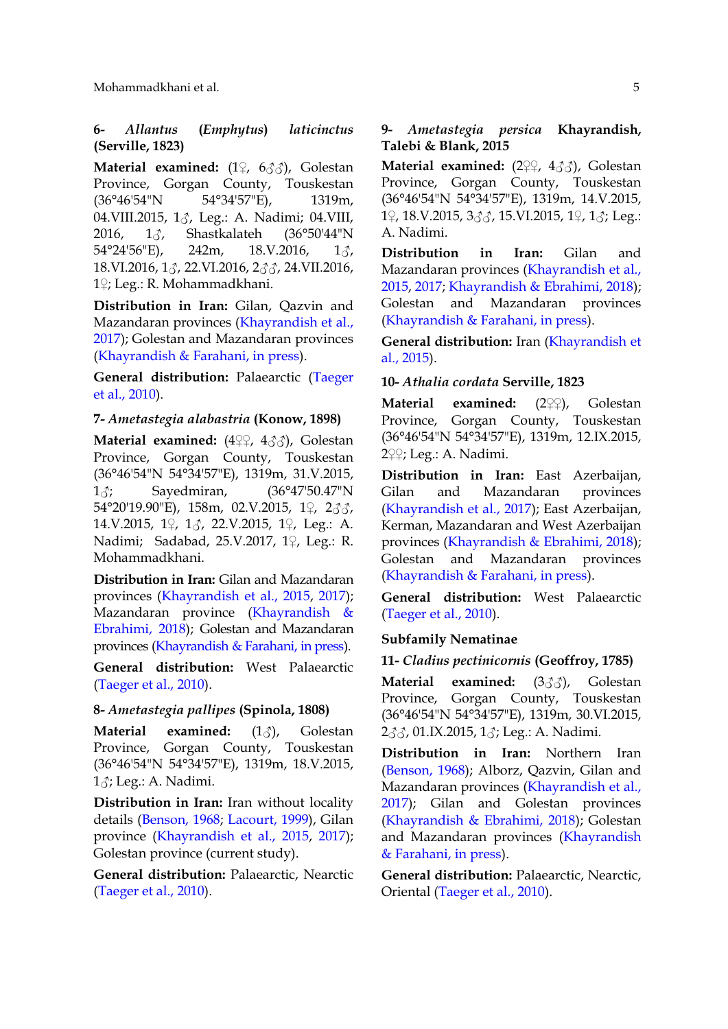### 6- *Allantus* (*Emphytus*) *laticinctus* (Serville, 1823)

**Material examined:** (1♀, 6♂♂), Golestan Province, Gorgan County, Touskestan (36°46'54"N 54°34'57"E), 1319m, 04.VIII.2015, 1♂, Leg.: A. Nadimi; 04.VIII, 2016, 1♂, Shastkalateh (36°50'44"N 54°24'56"E), 242m, 18.V.2016, 1♂, 18.VI.2016, 1♂, 22.VI.2016, 2♂♂, 24.VII.2016, 1♀; Leg.: R. Mohammadkhani.

**Distribution in Iran:** Gilan, Qazvin and Mazandaran provinces (Khayrandish et al., 2017); Golestan and Mazandaran provinces (Khayrandish & Farahani, in press).

**General distribution:** Palaearctic (Taeger et al., 2010).

### 7- *Ametastegia alabastria* (Konow, 1898)

**Material examined:** (4♀♀, 4♂♂), Golestan Province, Gorgan County, Touskestan (36°46'54"N 54°34'57"E), 1319m, 31.V.2015, 1♂; Sayedmiran, (36°47'50.47"N 54°20'19.90"E), 158m, 02.V.2015, 1♀, 2♂♂, 14.V.2015, 1♀, 1♂, 22.V.2015, 1♀, Leg.: A. Nadimi; Sadabad, 25.V.2017, 1♀, Leg.: R. Mohammadkhani.

**Distribution in Iran:** Gilan and Mazandaran provinces (Khayrandish et al., 2015, 2017); Mazandaran province (Khayrandish & Ebrahimi, 2018); Golestan and Mazandaran provinces (Khayrandish & Farahani, in press).

**General distribution:** West Palaearctic (Taeger et al., 2010).

### 8- *Ametastegia pallipes* (Spinola, 1808)

**Material examined:** (1♂), Golestan Province, Gorgan County, Touskestan (36°46'54"N 54°34'57"E), 1319m, 18.V.2015, 1♂; Leg.: A. Nadimi.

**Distribution in Iran:** Iran without locality details (Benson, 1968; Lacourt, 1999), Gilan province (Khayrandish et al., 2015, 2017); Golestan province (current study).

**General distribution:** Palaearctic, Nearctic (Taeger et al., 2010).

### 9- *Ametastegia persica* Khayrandish, Talebi & Blank, 2015

**Material examined:** (2♀♀, 4♂♂), Golestan Province, Gorgan County, Touskestan (36°46'54"N 54°34'57"E), 1319m, 14.V.2015, 1♀, 18.V.2015, 3♂♂, 15.VI.2015, 1♀, 1♂; Leg.: A. Nadimi.

**Distribution in Iran:** Gilan and Mazandaran provinces (Khayrandish et al., 2015, 2017; Khayrandish & Ebrahimi, 2018); Golestan and Mazandaran provinces (Khayrandish & Farahani, in press).

**General distribution:** Iran (Khayrandish et al., 2015).

### 10- *Athalia cordata* Serville, 1823

**Material examined:** (2♀♀), Golestan Province, Gorgan County, Touskestan (36°46'54"N 54°34'57"E), 1319m, 12.IX.2015, 2♀♀; Leg.: A. Nadimi.

**Distribution in Iran:** East Azerbaijan, Gilan and Mazandaran provinces (Khayrandish et al., 2017); East Azerbaijan, Kerman, Mazandaran and West Azerbaijan provinces (Khayrandish & Ebrahimi, 2018); Golestan and Mazandaran provinces (Khayrandish & Farahani, in press).

**General distribution:** West Palaearctic (Taeger et al., 2010).

## Subfamily Nematinae

### 11- *Cladius pectinicornis* (Geoffroy, 1785)

**Material examined:** (3♂♂), Golestan Province, Gorgan County, Touskestan (36°46'54"N 54°34'57"E), 1319m, 30.VI.2015, 2♂♂, 01.IX.2015, 1♂; Leg.: A. Nadimi.

**Distribution in Iran:** Northern Iran (Benson, 1968); Alborz, Qazvin, Gilan and Mazandaran provinces (Khayrandish et al., 2017); Gilan and Golestan provinces (Khayrandish & Ebrahimi, 2018); Golestan and Mazandaran provinces (Khayrandish & Farahani, in press).

**General distribution:** Palaearctic, Nearctic, Oriental (Taeger et al., 2010).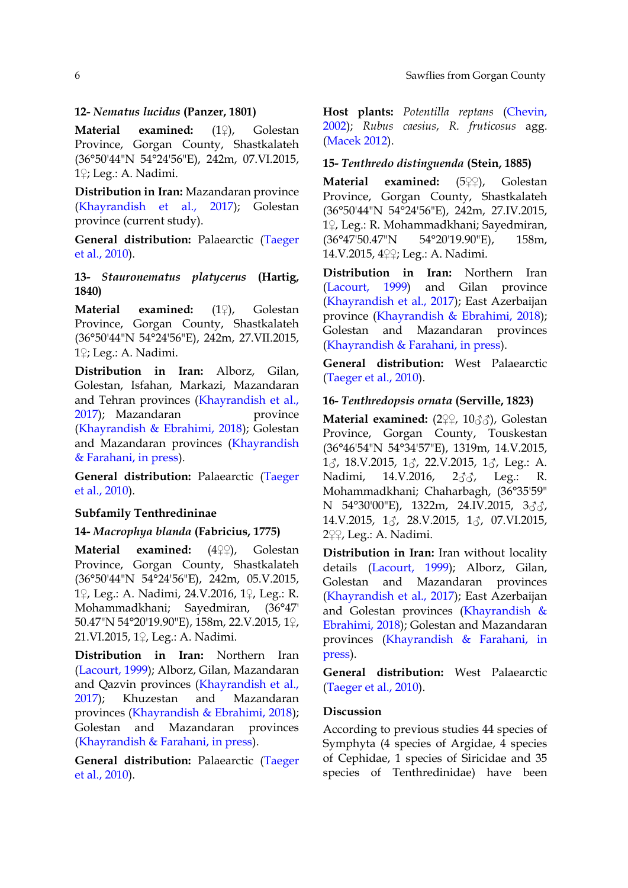**12- *Nematus lucidus* (Panzer, 1801)**

**Material examined:** (1♀), Golestan Province, Gorgan County, Shastkalateh (36°50'44"N 54°24'56"E), 242m, 07.VI.2015, 1♀; Leg.: A. Nadimi.

**Distribution in Iran:** Mazandaran province (Khayrandish et al., 2017); Golestan province (current study).

**General distribution:** Palaearctic (Taeger et al., 2010).

**13- *Stauronematus platycerus* (Hartig, 1840)**

**Material examined:** (1♀), Golestan Province, Gorgan County, Shastkalateh (36°50'44"N 54°24'56"E), 242m, 27.VII.2015, 1♀; Leg.: A. Nadimi.

**Distribution in Iran:** Alborz, Gilan, Golestan, Isfahan, Markazi, Mazandaran and Tehran provinces (Khayrandish et al., 2017); Mazandaran province (Khayrandish & Ebrahimi, 2018); Golestan and Mazandaran provinces (Khayrandish & Farahani, in press).

**General distribution:** Palaearctic (Taeger et al., 2010).

**Subfamily Tenthredininae**

**14- *Macrophya blanda* (Fabricius, 1775)**

**Material examined:** (4♀♀), Golestan Province, Gorgan County, Shastkalateh (36°50'44"N 54°24'56"E), 242m, 05.V.2015, 1♀, Leg.: A. Nadimi, 24.V.2016, 1♀, Leg.: R. Mohammadkhani; Sayedmiran, (36°47' 50.47"N 54°20'19.90"E), 158m, 22.V.2015, 1♀, 21.VI.2015, 1♀, Leg.: A. Nadimi.

**Distribution in Iran:** Northern Iran (Lacourt, 1999); Alborz, Gilan, Mazandaran and Qazvin provinces (Khayrandish et al., 2017); Khuzestan and Mazandaran provinces (Khayrandish & Ebrahimi, 2018); Golestan and Mazandaran provinces (Khayrandish & Farahani, in press).

**General distribution:** Palaearctic (Taeger et al., 2010).

**Host plants:** *Potentilla reptans* (Chevin, 2002); *Rubus caesius*, *R. fruticosus* agg. (Macek 2012).

**15- *Tenthredo distinguenda* (Stein, 1885)**

**Material examined:** (5♀♀), Golestan Province, Gorgan County, Shastkalateh (36°50'44"N 54°24'56"E), 242m, 27.IV.2015, 1♀, Leg.: R. Mohammadkhani; Sayedmiran, (36°47'50.47"N 54°20'19.90"E), 158m, 14.V.2015, 4♀♀; Leg.: A. Nadimi.

**Distribution in Iran:** Northern Iran (Lacourt, 1999) and Gilan province (Khayrandish et al., 2017); East Azerbaijan province (Khayrandish & Ebrahimi, 2018); Golestan and Mazandaran provinces (Khayrandish & Farahani, in press).

**General distribution:** West Palaearctic (Taeger et al., 2010).

**16- *Tenthredopsis ornata* (Serville, 1823)**

**Material examined:** (2♀♀, 10♂♂), Golestan Province, Gorgan County, Touskestan (36°46'54"N 54°34'57"E), 1319m, 14.V.2015, 1♂, 18.V.2015, 1♂, 22.V.2015, 1♂, Leg.: A. Nadimi, 14.V.2016, 2♂♂, Leg.: R. Mohammadkhani; Chaharbagh, (36°35'59" N 54°30'00"E), 1322m, 24.IV.2015, 3♂♂, 14.V.2015, 1♂, 28.V.2015, 1♂, 07.VI.2015, 2♀♀, Leg.: A. Nadimi.

**Distribution in Iran:** Iran without locality details (Lacourt, 1999); Alborz, Gilan, Golestan and Mazandaran provinces (Khayrandish et al., 2017); East Azerbaijan and Golestan provinces (Khayrandish & Ebrahimi, 2018); Golestan and Mazandaran provinces (Khayrandish & Farahani, in press).

**General distribution:** West Palaearctic (Taeger et al., 2010).

## Discussion

According to previous studies 44 species of Symphyta (4 species of Argidae, 4 species of Cephidae, 1 species of Siricidae and 35 species of Tenthredinidae) have been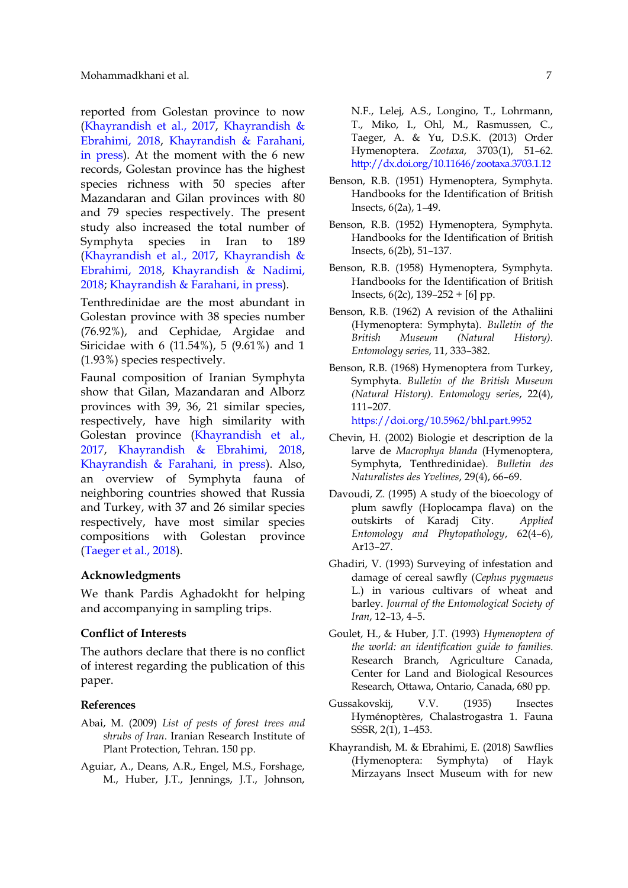reported from Golestan province to now (Khayrandish et al., 2017, Khayrandish & Ebrahimi, 2018, Khayrandish & Farahani, in press). At the moment with the 6 new records, Golestan province has the highest species richness with 50 species after Mazandaran and Gilan provinces with 80 and 79 species respectively. The present study also increased the total number of Symphyta species in Iran to 189 (Khayrandish et al., 2017, Khayrandish & Ebrahimi, 2018, Khayrandish & Nadimi, 2018; Khayrandish & Farahani, in press).

Tenthredinidae are the most abundant in Golestan province with 38 species number (76.92%), and Cephidae, Argidae and Siricidae with 6 (11.54%), 5 (9.61%) and 1 (1.93%) species respectively.

Faunal composition of Iranian Symphyta show that Gilan, Mazandaran and Alborz provinces with 39, 36, 21 similar species, respectively, have high similarity with Golestan province (Khayrandish et al., 2017, Khayrandish & Ebrahimi, 2018, Khayrandish & Farahani, in press). Also, an overview of Symphyta fauna of neighboring countries showed that Russia and Turkey, with 37 and 26 similar species respectively, have most similar species compositions with Golestan province (Taeger et al., 2018).

### Acknowledgments

We thank Pardis Aghadokht for helping and accompanying in sampling trips.

### Conflict of Interests

The authors declare that there is no conflict of interest regarding the publication of this paper.

### References

Abai, M. (2009) *List of pests of forest trees and shrubs of Iran*. Iranian Research Institute of Plant Protection, Tehran. 150 pp.

Aguiar, A., Deans, A.R., Engel, M.S., Forshage, M., Huber, J.T., Jennings, J.T., Johnson, N.F., Lelej, A.S., Longino, T., Lohrmann, T., Miko, I., Ohl, M., Rasmussen, C., Taeger, A. & Yu, D.S.K. (2013) Order Hymenoptera. *Zootaxa*, 3703(1), 51–62. http://dx.doi.org/10.11646/zootaxa.3703.1.12

Benson, R.B. (1951) Hymenoptera, Symphyta. Handbooks for the Identification of British Insects, 6(2a), 1–49.

Benson, R.B. (1952) Hymenoptera, Symphyta. Handbooks for the Identification of British Insects, 6(2b), 51–137.

Benson, R.B. (1958) Hymenoptera, Symphyta. Handbooks for the Identification of British Insects, 6(2c), 139–252 + [6] pp.

Benson, R.B. (1962) A revision of the Athaliini (Hymenoptera: Symphyta). *Bulletin of the British Museum (Natural History). Entomology series*, 11, 333–382.

Benson, R.B. (1968) Hymenoptera from Turkey, Symphyta. *Bulletin of the British Museum (Natural History). Entomology series*, 22(4), 111–207. https://doi.org/10.5962/bhl.part.9952

Chevin, H. (2002) Biologie et description de la larve de *Macrophya blanda* (Hymenoptera, Symphyta, Tenthredinidae). *Bulletin des Naturalistes des Yvelines*, 29(4), 66–69.

Davoudi, Z. (1995) A study of the bioecology of plum sawfly (Hoplocampa flava) on the outskirts of Karadj City. *Applied Entomology and Phytopathology*, 62(4–6), Ar13–27.

Ghadiri, V. (1993) Surveying of infestation and damage of cereal sawfly (*Cephus pygmaeus* L.) in various cultivars of wheat and barley. *Journal of the Entomological Society of Iran*, 12–13, 4–5.

Goulet, H., & Huber, J.T. (1993) *Hymenoptera of the world: an identification guide to families*. Research Branch, Agriculture Canada, Center for Land and Biological Resources Research, Ottawa, Ontario, Canada, 680 pp.

Gussakovskij, V.V. (1935) Insectes Hyménoptères, Chalastrogastra 1. Fauna SSSR, 2(1), 1–453.

Khayrandish, M. & Ebrahimi, E. (2018) Sawflies (Hymenoptera: Symphyta) of Hayk Mirzayans Insect Museum with for new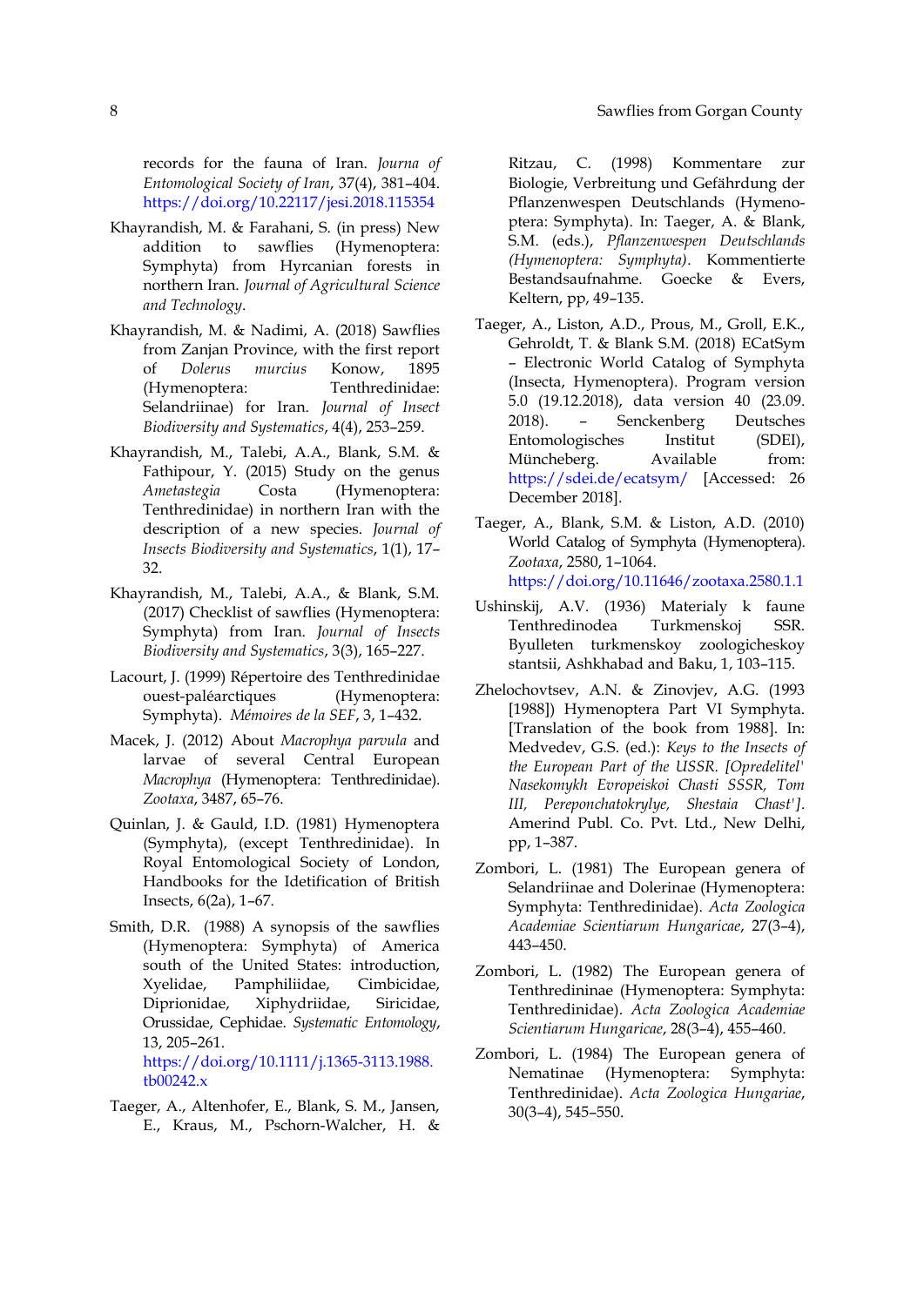records for the fauna of Iran. *Journa of Entomological Society of Iran*, 37(4), 381–404. https://doi.org/10.22117/jesi.2018.115354

Khayrandish, M. & Farahani, S. (in press) New addition to sawflies (Hymenoptera: Symphyta) from Hyrcanian forests in northern Iran. *Journal of Agricultural Science and Technology*.

Khayrandish, M. & Nadimi, A. (2018) Sawflies from Zanjan Province, with the first report of *Dolerus murcius* Konow, 1895 (Hymenoptera: Tenthredinidae: Selandriinae) for Iran. *Journal of Insect Biodiversity and Systematics*, 4(4), 253–259.

Khayrandish, M., Talebi, A.A., Blank, S.M. & Fathipour, Y. (2015) Study on the genus *Ametastegia* Costa (Hymenoptera: Tenthredinidae) in northern Iran with the description of a new species. *Journal of Insects Biodiversity and Systematics*, 1(1), 17–32.

Khayrandish, M., Talebi, A.A., & Blank, S.M. (2017) Checklist of sawflies (Hymenoptera: Symphyta) from Iran. *Journal of Insects Biodiversity and Systematics*, 3(3), 165–227.

Lacourt, J. (1999) Répertoire des Tenthredinidae ouest-paléarctiques (Hymenoptera: Symphyta). *Mémoires de la SEF*, 3, 1–432.

Macek, J. (2012) About *Macrophya parvula* and larvae of several Central European *Macrophya* (Hymenoptera: Tenthredinidae). *Zootaxa*, 3487, 65–76.

Quinlan, J. & Gauld, I.D. (1981) Hymenoptera (Symphyta), (except Tenthredinidae). In Royal Entomological Society of London, Handbooks for the Idetification of British Insects, 6(2a), 1–67.

Smith, D.R. (1988) A synopsis of the sawflies (Hymenoptera: Symphyta) of America south of the United States: introduction, Xyelidae, Pamphiliidae, Cimbicidae, Diprionidae, Xiphydriidae, Siricidae, Orussidae, Cephidae. *Systematic Entomology*, 13, 205–261. https://doi.org/10.1111/j.1365-3113.1988.tb00242.x

Taeger, A., Altenhofer, E., Blank, S. M., Jansen, E., Kraus, M., Pschorn-Walcher, H. & Ritzau, C. (1998) Kommentare zur Biologie, Verbreitung und Gefährdung der Pflanzenwespen Deutschlands (Hymenoptera: Symphyta). In: Taeger, A. & Blank, S.M. (eds.), *Pflanzenwespen Deutschlands (Hymenoptera: Symphyta)*. Kommentierte Bestandsaufnahme. Goecke & Evers, Keltern, pp, 49–135.

Taeger, A., Liston, A.D., Prous, M., Groll, E.K., Gehroldt, T. & Blank S.M. (2018) ECatSym – Electronic World Catalog of Symphyta (Insecta, Hymenoptera). Program version 5.0 (19.12.2018), data version 40 (23.09. 2018). – Senckenberg Deutsches Entomologisches Institut (SDEI), Müncheberg. Available from: https://sdei.de/ecatsym/ [Accessed: 26 December 2018].

Taeger, A., Blank, S.M. & Liston, A.D. (2010) World Catalog of Symphyta (Hymenoptera). *Zootaxa*, 2580, 1–1064. https://doi.org/10.11646/zootaxa.2580.1.1

Ushinskij, A.V. (1936) Materialy k faune Tenthredinodea Turkmenskoj SSR. Byulleten turkmenskoy zoologicheskoy stantsii, Ashkhabad and Baku, 1, 103–115.

Zhelochovtsev, A.N. & Zinovjev, A.G. (1993 [1988]) Hymenoptera Part VI Symphyta. [Translation of the book from 1988]. In: Medvedev, G.S. (ed.): *Keys to the Insects of the European Part of the USSR. [Opredelitel' Nasekomykh Evropeiskoi Chasti SSSR, Tom III, Pereponchatokrylye, Shestaia Chast']*. Amerind Publ. Co. Pvt. Ltd., New Delhi, pp, 1–387.

Zombori, L. (1981) The European genera of Selandriinae and Dolerinae (Hymenoptera: Symphyta: Tenthredinidae). *Acta Zoologica Academiae Scientiarum Hungaricae*, 27(3–4), 443–450.

Zombori, L. (1982) The European genera of Tenthredininae (Hymenoptera: Symphyta: Tenthredinidae). *Acta Zoologica Academiae Scientiarum Hungaricae*, 28(3–4), 455–460.

Zombori, L. (1984) The European genera of Nematinae (Hymenoptera: Symphyta: Tenthredinidae). *Acta Zoologica Hungariae*, 30(3–4), 545–550.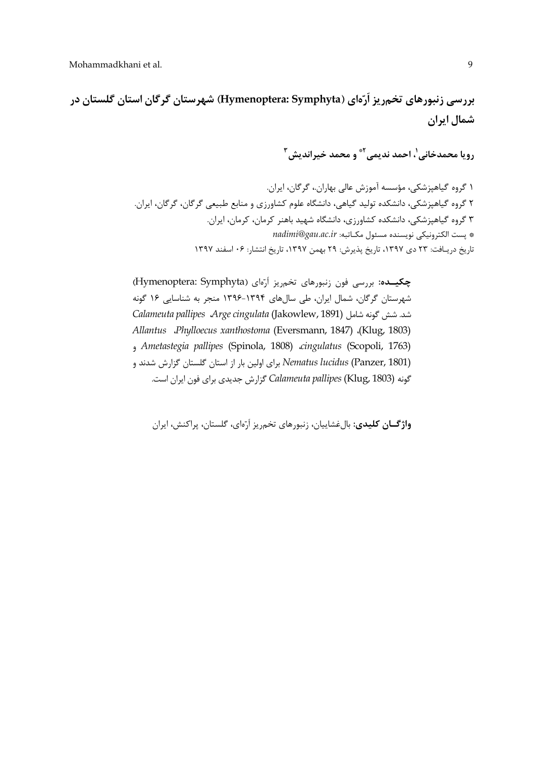# بررسی زنبورهای تخم‌ریز اَرّه‌ای (Hymenoptera: Symphyta) شهرستان گرگان استان گلستان در شمال ایران

**رویا محمدخانی[1]، احمد ندیمی[2*] و محمد خیراندیش[3]**

۱ گروه گیاهپزشکی، مؤسسه آموزش عالی بهاران، گرگان، ایران.

۲ گروه گیاهپزشکی، دانشکده تولید گیاهی، دانشگاه علوم کشاورزی و منابع طبیعی گرگان، گرگان، ایران.

۳ گروه گیاهپزشکی، دانشکده کشاورزی، دانشگاه شهید باهنر کرمان، کرمان، ایران.

\* پست الکترونیکی نویسنده مسئول مکـاتبه: *nadimi@gau.ac.ir*

تاریخ دریـافت: ۲۳ دی ۱۳۹۷، تاریخ پذیرش: ۲۹ بهمن ۱۳۹۷، تاریخ انتشار: ۰۶ اسفند ۱۳۹۷

**چکیــده:** بررسی فون زنبورهای تخم‌ریز اَرّه‌ای (Hymenoptera: Symphyta) شهرستان گرگان، شمال ایران، طی سال‌های ۱۳۹۴-۱۳۹۶ منجر به شناسایی ۱۶ گونه شد. شش گونه شامل *Arge cingulata* (Jakowlew, 1891)، *Calameuta pallipes* (Klug, 1803)، *Phylloecus xanthostoma* (Eversmann, 1847)، *Allantus cingulatus* (Scopoli, 1763)، *Ametastegia pallipes* (Spinola, 1808) و *Nematus lucidus* (Panzer, 1801) برای اولین بار از استان گلستان گزارش شدند و گونه *Calameuta pallipes* (Klug, 1803) گزارش جدیدی برای فون ایران است.

**واژگــان کلیدی:** بال‌غشاییان، زنبورهای تخم‌ریز اَرّه‌ای، گلستان، پراکنش، ایران